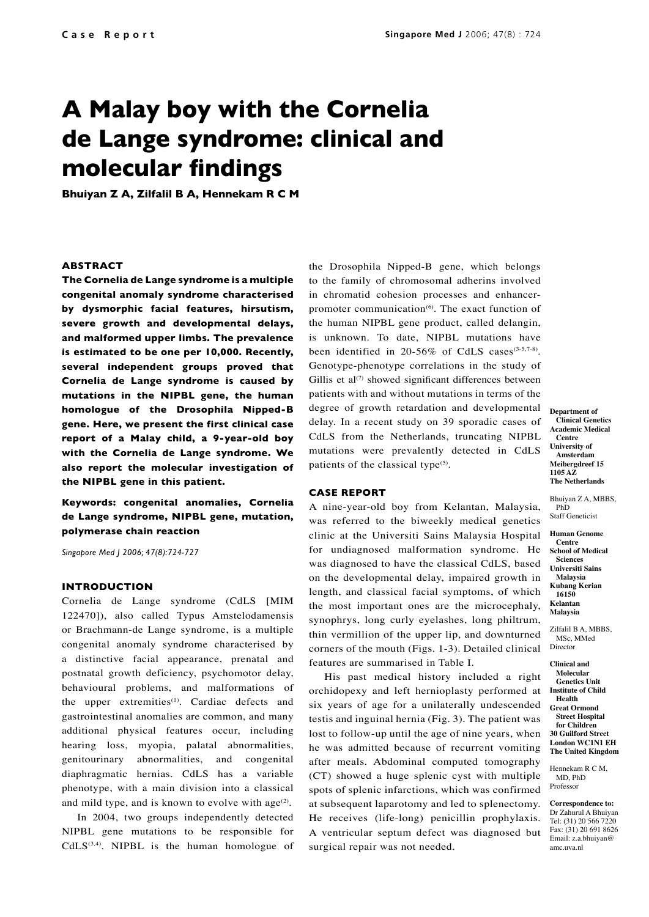Case Report

# A Malay boy with the Cornelia de Lange syndrome: clinical and molecular findings

**Bhuiyan Z A, Zilfalil B A, Hennekam R C M**

## ABSTRACT

**The Cornelia de Lange syndrome is a multiple congenital anomaly syndrome characterised by dysmorphic facial features, hirsutism, severe growth and developmental delays, and malformed upper limbs. The prevalence is estimated to be one per 10,000. Recently, several independent groups proved that Cornelia de Lange syndrome is caused by mutations in the NIPBL gene, the human homologue of the Drosophila Nipped-B gene. Here, we present the first clinical case report of a Malay child, a 9-year-old boy with the Cornelia de Lange syndrome. We also report the molecular investigation of the NIPBL gene in this patient.**

**Keywords: congenital anomalies, Cornelia de Lange syndrome, NIPBL gene, mutation, polymerase chain reaction**

*Singapore Med J 2006; 47(8):724-727*

## INTRODUCTION

Cornelia de Lange syndrome (CdLS [MIM 122470]), also called Typus Amstelodamensis or Brachmann-de Lange syndrome, is a multiple congenital anomaly syndrome characterised by a distinctive facial appearance, prenatal and postnatal growth deficiency, psychomotor delay, behavioural problems, and malformations of the upper extremities[1]. Cardiac defects and gastrointestinal anomalies are common, and many additional physical features occur, including hearing loss, myopia, palatal abnormalities, genitourinary abnormalities, and congenital diaphragmatic hernias. CdLS has a variable phenotype, with a main division into a classical and mild type, and is known to evolve with age[2].

In 2004, two groups independently detected NIPBL gene mutations to be responsible for CdLS[3,4]. NIPBL is the human homologue of the Drosophila Nipped-B gene, which belongs to the family of chromosomal adherins involved in chromatid cohesion processes and enhancer-promoter communication[6]. The exact function of the human NIPBL gene product, called delangin, is unknown. To date, NIPBL mutations have been identified in 20-56% of CdLS cases[3-5,7-8]. Genotype-phenotype correlations in the study of Gillis et al[7] showed significant differences between patients with and without mutations in terms of the degree of growth retardation and developmental delay. In a recent study on 39 sporadic cases of CdLS from the Netherlands, truncating NIPBL mutations were prevalently detected in CdLS patients of the classical type[5].

## CASE REPORT

A nine-year-old boy from Kelantan, Malaysia, was referred to the biweekly medical genetics clinic at the Universiti Sains Malaysia Hospital for undiagnosed malformation syndrome. He was diagnosed to have the classical CdLS, based on the developmental delay, impaired growth in length, and classical facial symptoms, of which the most important ones are the microcephaly, synophrys, long curly eyelashes, long philtrum, thin vermillion of the upper lip, and downturned corners of the mouth (Figs. 1-3). Detailed clinical features are summarised in Table I.

His past medical history included a right orchidopexy and left hernioplasty performed at six years of age for a unilaterally undescended testis and inguinal hernia (Fig. 3). The patient was lost to follow-up until the age of nine years, when he was admitted because of recurrent vomiting after meals. Abdominal computed tomography (CT) showed a huge splenic cyst with multiple spots of splenic infarctions, which was confirmed at subsequent laparotomy and led to splenectomy. He receives (life-long) penicillin prophylaxis. A ventricular septum defect was diagnosed but surgical repair was not needed.

**Department of Clinical Genetics**
**Academic Medical Centre**
**University of Amsterdam**
**Meibergdreef 15**
**1105 AZ**
**The Netherlands**

Bhuiyan Z A, MBBS, PhD
Staff Geneticist

**Human Genome Centre**
**School of Medical Sciences**
**Universiti Sains Malaysia**
**Kubang Kerian 16150**
**Kelantan**
**Malaysia**

Zilfalil B A, MBBS, MSc, MMed
Director

**Clinical and Molecular Genetics Unit**
**Institute of Child Health**
**Great Ormond Street Hospital for Children**
**30 Guilford Street**
**London WC1N1 EH**
**The United Kingdom**

Hennekam R C M, MD, PhD
Professor

**Correspondence to:**
Dr Zahurul A Bhuiyan
Tel: (31) 20 566 7220
Fax: (31) 20 691 8626
Email: z.a.bhuiyan@amc.uva.nl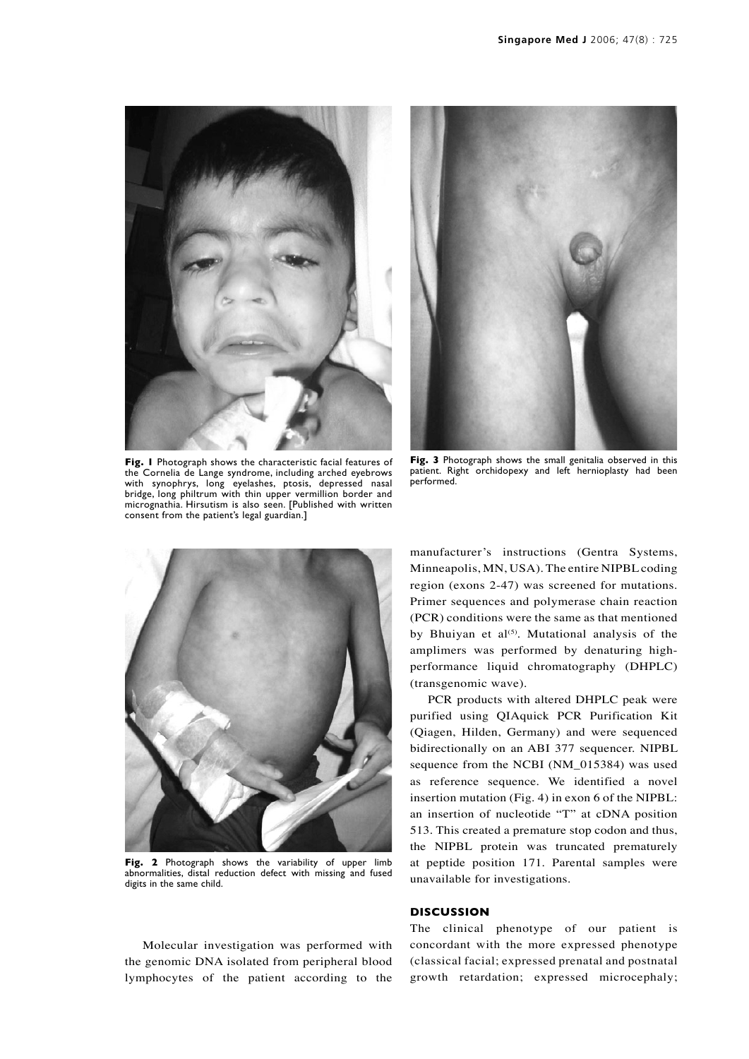**Fig. 1** Photograph shows the characteristic facial features of the Cornelia de Lange syndrome, including arched eyebrows with synophrys, long eyelashes, ptosis, depressed nasal bridge, long philtrum with thin upper vermillion border and micrognathia. Hirsutism is also seen. [Published with written consent from the patient's legal guardian.]

**Fig. 2** Photograph shows the variability of upper limb abnormalities, distal reduction defect with missing and fused digits in the same child.

**Fig. 3** Photograph shows the small genitalia observed in this patient. Right orchidopexy and left hernioplasty had been performed.

Molecular investigation was performed with the genomic DNA isolated from peripheral blood lymphocytes of the patient according to the manufacturer's instructions (Gentra Systems, Minneapolis, MN, USA). The entire NIPBL coding region (exons 2-47) was screened for mutations. Primer sequences and polymerase chain reaction (PCR) conditions were the same as that mentioned by Bhuiyan et al[5]. Mutational analysis of the amplimers was performed by denaturing high-performance liquid chromatography (DHPLC) (transgenomic wave).

PCR products with altered DHPLC peak were purified using QIAquick PCR Purification Kit (Qiagen, Hilden, Germany) and were sequenced bidirectionally on an ABI 377 sequencer. NIPBL sequence from the NCBI (NM_015384) was used as reference sequence. We identified a novel insertion mutation (Fig. 4) in exon 6 of the NIPBL: an insertion of nucleotide "T" at cDNA position 513. This created a premature stop codon and thus, the NIPBL protein was truncated prematurely at peptide position 171. Parental samples were unavailable for investigations.

## DISCUSSION

The clinical phenotype of our patient is concordant with the more expressed phenotype (classical facial; expressed prenatal and postnatal growth retardation; expressed microcephaly;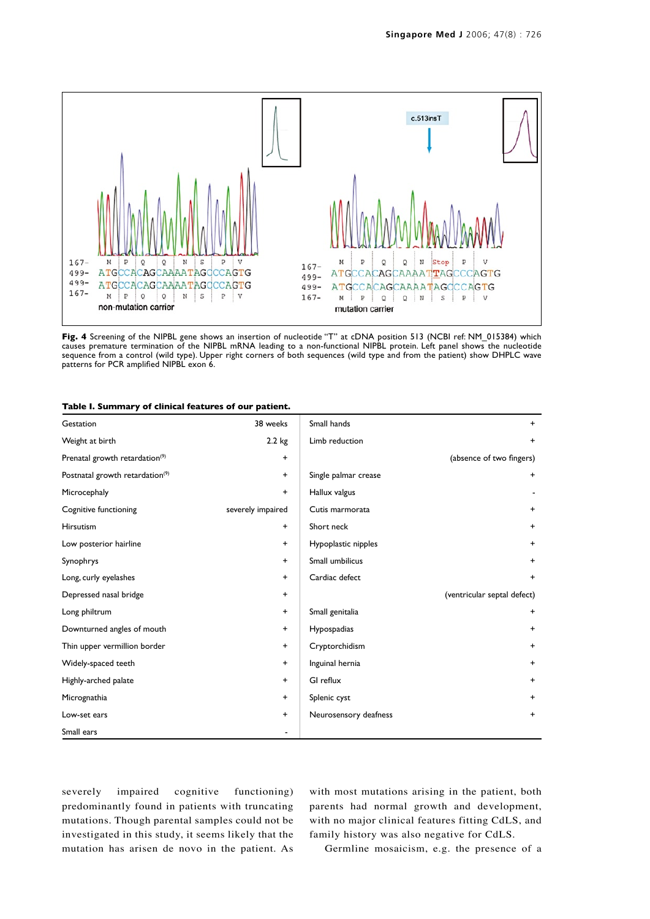Fig. 4 Screening of the NIPBL gene shows an insertion of nucleotide "T" at cDNA position 513 (NCBI ref: NM_015384) which causes premature termination of the NIPBL mRNA leading to a non-functional NIPBL protein. Left panel shows the nucleotide sequence from a control (wild type). Upper right corners of both sequences (wild type and from the patient) show DHPLC wave patterns for PCR amplified NIPBL exon 6.

**Table I. Summary of clinical features of our patient.**

| | | | |
|---|---|---|---|
| Gestation | 38 weeks | Small hands | + |
| Weight at birth | 2.2 kg | Limb reduction | + |
| Prenatal growth retardation[9] | + | | (absence of two fingers) |
| Postnatal growth retardation[9] | + | Single palmar crease | + |
| Microcephaly | + | Hallux valgus | - |
| Cognitive functioning | severely impaired | Cutis marmorata | + |
| Hirsutism | + | Short neck | + |
| Low posterior hairline | + | Hypoplastic nipples | + |
| Synophrys | + | Small umbilicus | + |
| Long, curly eyelashes | + | Cardiac defect | + |
| Depressed nasal bridge | + | | (ventricular septal defect) |
| Long philtrum | + | Small genitalia | + |
| Downturned angles of mouth | + | Hypospadias | + |
| Thin upper vermillion border | + | Cryptorchidism | + |
| Widely-spaced teeth | + | Inguinal hernia | + |
| Highly-arched palate | + | GI reflux | + |
| Micrognathia | + | Splenic cyst | + |
| Low-set ears | + | Neurosensory deafness | + |
| Small ears | - | | |

severely impaired cognitive functioning) predominantly found in patients with truncating mutations. Though parental samples could not be investigated in this study, it seems likely that the mutation has arisen de novo in the patient. As with most mutations arising in the patient, both parents had normal growth and development, with no major clinical features fitting CdLS, and family history was also negative for CdLS.

Germline mosaicism, e.g. the presence of a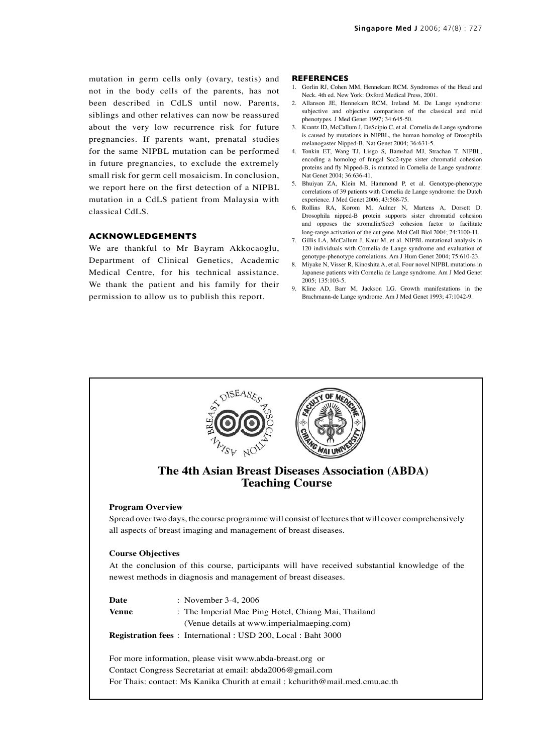mutation in germ cells only (ovary, testis) and not in the body cells of the parents, has not been described in CdLS until now. Parents, siblings and other relatives can now be reassured about the very low recurrence risk for future pregnancies. If parents want, prenatal studies for the same NIPBL mutation can be performed in future pregnancies, to exclude the extremely small risk for germ cell mosaicism. In conclusion, we report here on the first detection of a NIPBL mutation in a CdLS patient from Malaysia with classical CdLS.

## ACKNOWLEDGEMENTS

We are thankful to Mr Bayram Akkocaoglu, Department of Clinical Genetics, Academic Medical Centre, for his technical assistance. We thank the patient and his family for their permission to allow us to publish this report.

## REFERENCES

1. Gorlin RJ, Cohen MM, Hennekam RCM. Syndromes of the Head and Neck. 4th ed. New York: Oxford Medical Press, 2001.
2. Allanson JE, Hennekam RCM, Ireland M. De Lange syndrome: subjective and objective comparison of the classical and mild phenotypes. J Med Genet 1997; 34:645-50.
3. Krantz ID, McCallum J, DeScipio C, et al. Cornelia de Lange syndrome is caused by mutations in NIPBL, the human homolog of Drosophila melanogaster Nipped-B. Nat Genet 2004; 36:631-5.
4. Tonkin ET, Wang TJ, Lisgo S, Bamshad MJ, Strachan T. NIPBL, encoding a homolog of fungal Scc2-type sister chromatid cohesion proteins and fly Nipped-B, is mutated in Cornelia de Lange syndrome. Nat Genet 2004; 36:636-41.
5. Bhuiyan ZA, Klein M, Hammond P, et al. Genotype-phenotype correlations of 39 patients with Cornelia de Lange syndrome: the Dutch experience. J Med Genet 2006; 43:568-75.
6. Rollins RA, Korom M, Aulner N, Martens A, Dorsett D. Drosophila nipped-B protein supports sister chromatid cohesion and opposes the stromalin/Scc3 cohesion factor to facilitate long-range activation of the cut gene. Mol Cell Biol 2004; 24:3100-11.
7. Gillis LA, McCallum J, Kaur M, et al. NIPBL mutational analysis in 120 individuals with Cornelia de Lange syndrome and evaluation of genotype-phenotype correlations. Am J Hum Genet 2004; 75:610-23.
8. Miyake N, Visser R, Kinoshita A, et al. Four novel NIPBL mutations in Japanese patients with Cornelia de Lange syndrome. Am J Med Genet 2005; 135:103-5.
9. Kline AD, Barr M, Jackson LG. Growth manifestations in the Brachmann-de Lange syndrome. Am J Med Genet 1993; 47:1042-9.

---

ASIAN BREAST DISEASES ASSOCIATION

FACULTY OF MEDICINE CHIANG MAI UNIVERSITY

## The 4th Asian Breast Diseases Association (ABDA) Teaching Course

**Program Overview**

Spread over two days, the course programme will consist of lectures that will cover comprehensively all aspects of breast imaging and management of breast diseases.

**Course Objectives**

At the conclusion of this course, participants will have received substantial knowledge of the newest methods in diagnosis and management of breast diseases.

**Date** : November 3-4, 2006
**Venue** : The Imperial Mae Ping Hotel, Chiang Mai, Thailand
(Venue details at www.imperialmaeping.com)
**Registration fees** : International : USD 200, Local : Baht 3000

For more information, please visit www.abda-breast.org or
Contact Congress Secretariat at email: abda2006@gmail.com
For Thais: contact: Ms Kanika Churith at email : kchurith@mail.med.cmu.ac.th